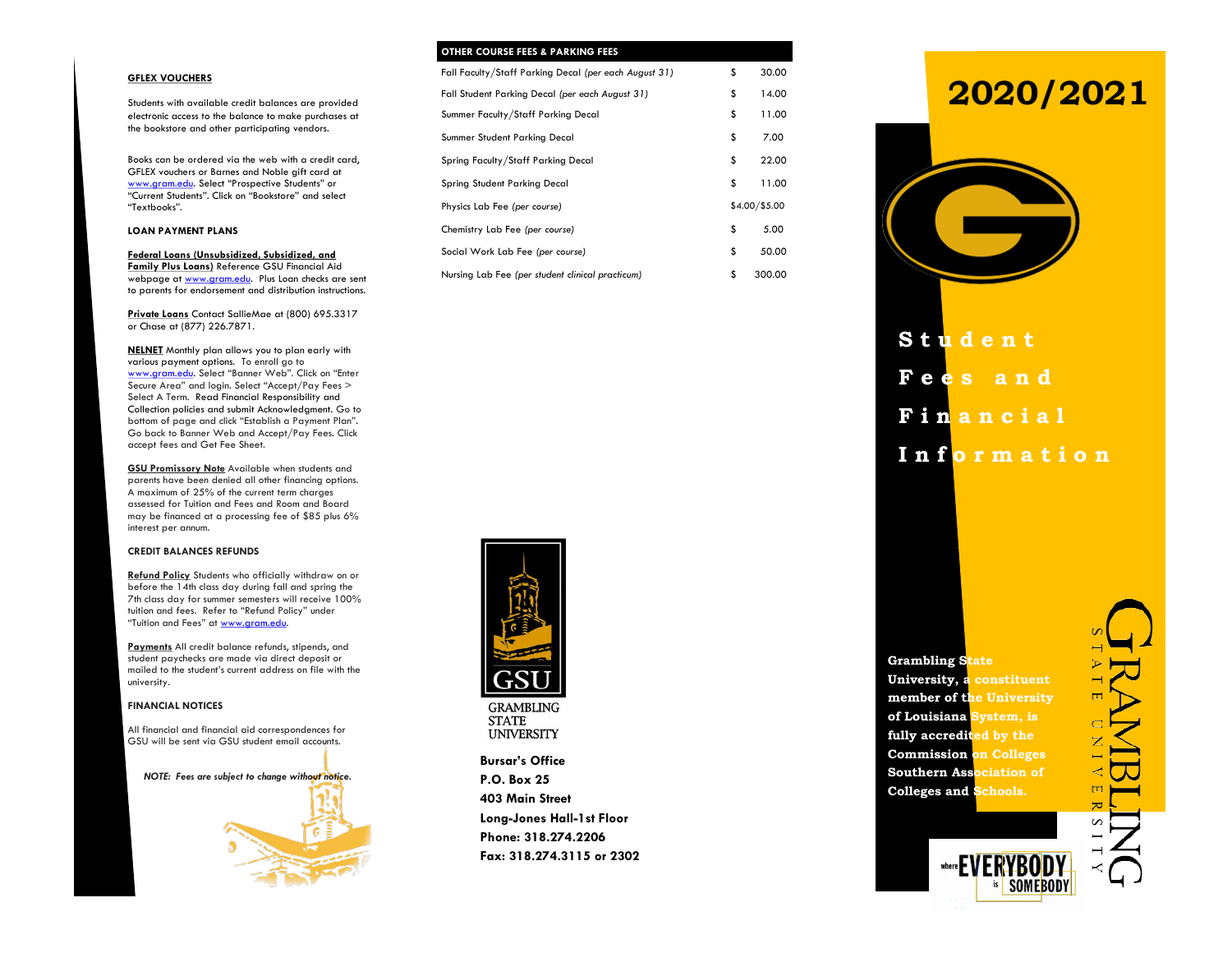**GFLEX VOUCHERS**

Students with available credit balances are provided electronic access to the balance to make purchases at the bookstore and other participating vendors.

Books can be ordered via the web with a credit card, GFLEX vouchers or Barnes and Noble gift card at www.gram.edu. Select "Prospective Students" or "Current Students". Click on "Bookstore" and select "Textbooks".

**LOAN PAYMENT PLANS**

**Federal Loans (Unsubsidized, Subsidized, and Family Plus Loans)** Reference GSU Financial Aid webpage at www.gram.edu. Plus Loan checks are sent to parents for endorsement and distribution instructions.

**Private Loans** Contact SallieMae at (800) 695.3317 or Chase at (877) 226.7871.

**NELNET** Monthly plan allows you to plan early with various payment options. To enroll go to www.gram.edu. Select "Banner Web". Click on "Enter Secure Area" and login. Select "Accept/Pay Fees > Select A Term. Read Financial Responsibility and Collection policies and submit Acknowledgment. Go to bottom of page and click "Establish a Payment Plan". Go back to Banner Web and Accept/Pay Fees. Click accept fees and Get Fee Sheet.

**GSU Promissory Note** Available when students and parents have been denied all other financing options. A maximum of 25% of the current term charges assessed for Tuition and Fees and Room and Board may be financed at a processing fee of $85 plus 6% interest per annum.

**CREDIT BALANCES REFUNDS**

**Refund Policy** Students who officially withdraw on or before the 14th class day during fall and spring the 7th class day for summer semesters will receive 100% tuition and fees. Refer to "Refund Policy" under "Tuition and Fees" at www.gram.edu.

**Payments** All credit balance refunds, stipends, and student paychecks are made via direct deposit or mailed to the student's current address on file with the university.

**FINANCIAL NOTICES**

All financial and financial aid correspondences for GSU will be sent via GSU student email accounts.

*NOTE: Fees are subject to change without notice.*

| OTHER COURSE FEES & PARKING FEES | |
|---|---|
| Fall Faculty/Staff Parking Decal *(per each August 31)* | $ 30.00 |
| Fall Student Parking Decal *(per each August 31)* | $ 14.00 |
| Summer Faculty/Staff Parking Decal | $ 11.00 |
| Summer Student Parking Decal | $ 7.00 |
| Spring Faculty/Staff Parking Decal | $ 22.00 |
| Spring Student Parking Decal | $ 11.00 |
| Physics Lab Fee *(per course)* | $4.00/$5.00 |
| Chemistry Lab Fee *(per course)* | $ 5.00 |
| Social Work Lab Fee *(per course)* | $ 50.00 |
| Nursing Lab Fee *(per student clinical practicum)* | $ 300.00 |

GSU
GRAMBLING STATE UNIVERSITY

**Bursar's Office**
**P.O. Box 25**
**403 Main Street**
**Long-Jones Hall-1st Floor**
**Phone: 318.274.2206**
**Fax: 318.274.3115 or 2302**

# 2020/2021

# Student Fees and Financial Information

**Grambling State University, a constituent member of the University of Louisiana System, is fully accredited by the Commission on Colleges Southern Association of Colleges and Schools.**

GRAMBLING STATE UNIVERSITY

where EVERYBODY is SOMEBODY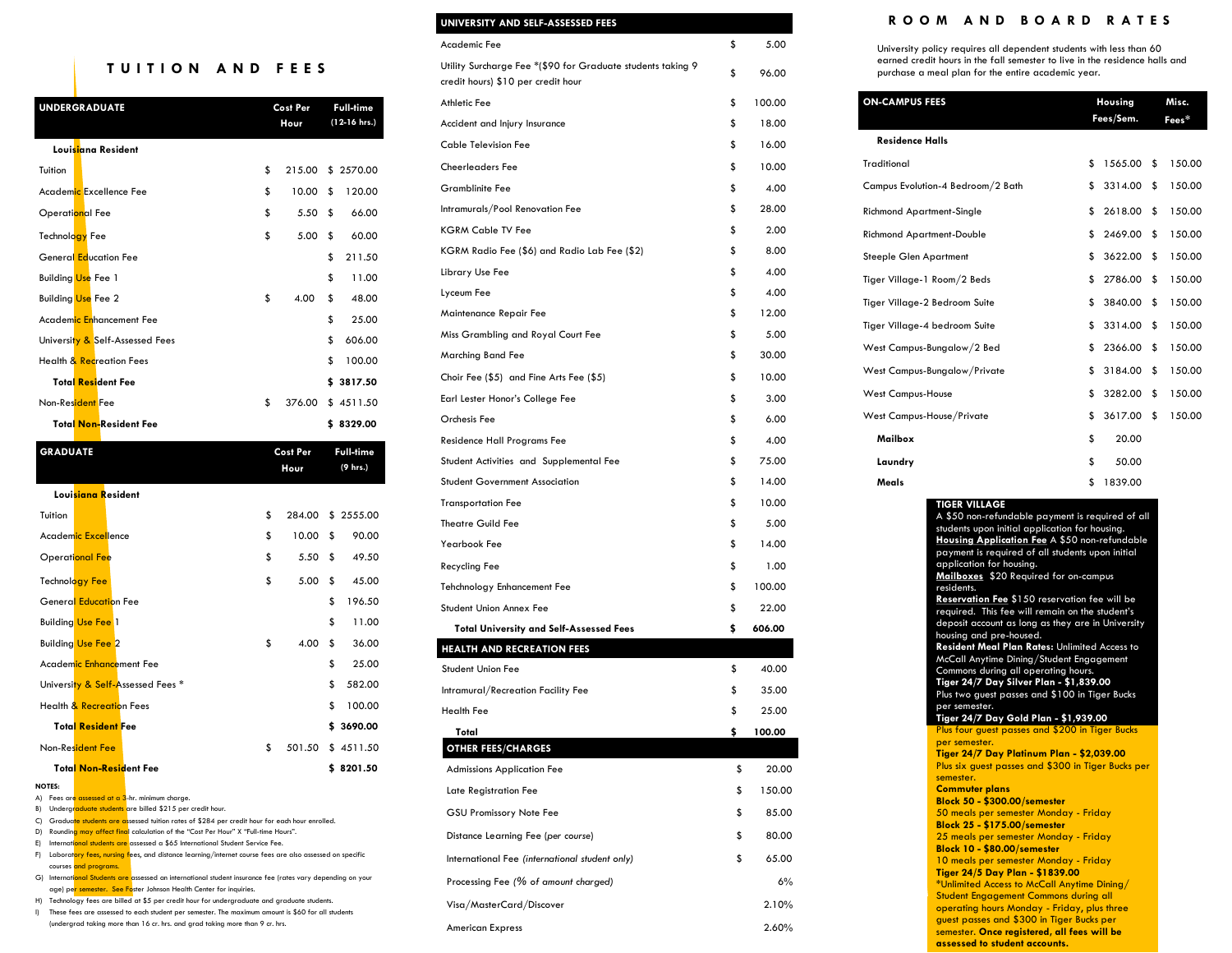# TUITION AND FEES

| UNDERGRADUATE | Cost Per Hour | Full-time (12-16 hrs.) |
|---|---|---|
| **Louisiana Resident** | | |
| Tuition | $ 215.00 | $ 2570.00 |
| Academic Excellence Fee | $ 10.00 | $ 120.00 |
| Operational Fee | $ 5.50 | $ 66.00 |
| Technology Fee | $ 5.00 | $ 60.00 |
| General Education Fee | | $ 211.50 |
| Building Use Fee 1 | | $ 11.00 |
| Building Use Fee 2 | $ 4.00 | $ 48.00 |
| Academic Enhancement Fee | | $ 25.00 |
| University & Self-Assessed Fees | | $ 606.00 |
| Health & Recreation Fees | | $ 100.00 |
| **Total Resident Fee** | | **$ 3817.50** |
| Non-Resident Fee | $ 376.00 | $ 4511.50 |
| **Total Non-Resident Fee** | | **$ 8329.00** |

| GRADUATE | Cost Per Hour | Full-time (9 hrs.) |
|---|---|---|
| **Louisiana Resident** | | |
| Tuition | $ 284.00 | $ 2555.00 |
| Academic Excellence | $ 10.00 | $ 90.00 |
| Operational Fee | $ 5.50 | $ 49.50 |
| Technology Fee | $ 5.00 | $ 45.00 |
| General Education Fee | | $ 196.50 |
| Building Use Fee 1 | | $ 11.00 |
| Building Use Fee 2 | $ 4.00 | $ 36.00 |
| Academic Enhancement Fee | | $ 25.00 |
| University & Self-Assessed Fees * | | $ 582.00 |
| Health & Recreation Fees | | $ 100.00 |
| **Total Resident Fee** | | **$ 3690.00** |
| Non-Resident Fee | $ 501.50 | $ 4511.50 |
| **Total Non-Resident Fee** | | **$ 8201.50** |

**NOTES:**

A) Fees are assessed at a 3-hr. minimum charge.
B) Undergraduate students are billed $215 per credit hour.
C) Graduate students are assessed tuition rates of $284 per credit hour for each hour enrolled.
D) Rounding may affect final calculation of the "Cost Per Hour" X "Full-time Hours".
E) International students are assessed a $65 International Student Service Fee.
F) Laboratory fees, nursing fees, and distance learning/internet course fees are also assessed on specific courses and programs.
G) International Students are assessed an international student insurance fee (rates vary depending on your age) per semester. See Foster Johnson Health Center for inquiries.
H) Technology fees are billed at $5 per credit hour for undergraduate and graduate students.
I) These fees are assessed to each student per semester. The maximum amount is $60 for all students (undergrad taking more than 16 cr. hrs. and grad taking more than 9 cr. hrs.

| UNIVERSITY AND SELF-ASSESSED FEES | |
|---|---|
| Academic Fee | $ 5.00 |
| Utility Surcharge Fee *($90 for Graduate students taking 9 credit hours) $10 per credit hour | $ 96.00 |
| Athletic Fee | $ 100.00 |
| Accident and Injury Insurance | $ 18.00 |
| Cable Television Fee | $ 16.00 |
| Cheerleaders Fee | $ 10.00 |
| Gramblinite Fee | $ 4.00 |
| Intramurals/Pool Renovation Fee | $ 28.00 |
| KGRM Cable TV Fee | $ 2.00 |
| KGRM Radio Fee ($6) and Radio Lab Fee ($2) | $ 8.00 |
| Library Use Fee | $ 4.00 |
| Lyceum Fee | $ 4.00 |
| Maintenance Repair Fee | $ 12.00 |
| Miss Grambling and Royal Court Fee | $ 5.00 |
| Marching Band Fee | $ 30.00 |
| Choir Fee ($5) and Fine Arts Fee ($5) | $ 10.00 |
| Earl Lester Honor's College Fee | $ 3.00 |
| Orchesis Fee | $ 6.00 |
| Residence Hall Programs Fee | $ 4.00 |
| Student Activities and Supplemental Fee | $ 75.00 |
| Student Government Association | $ 14.00 |
| Transportation Fee | $ 10.00 |
| Theatre Guild Fee | $ 5.00 |
| Yearbook Fee | $ 14.00 |
| Recycling Fee | $ 1.00 |
| Tehchnology Enhancement Fee | $ 100.00 |
| Student Union Annex Fee | $ 22.00 |
| **Total University and Self-Assessed Fees** | **$ 606.00** |

| HEALTH AND RECREATION FEES | |
|---|---|
| Student Union Fee | $ 40.00 |
| Intramural/Recreation Facility Fee | $ 35.00 |
| Health Fee | $ 25.00 |
| **Total** | **$ 100.00** |

| OTHER FEES/CHARGES | |
|---|---|
| Admissions Application Fee | $ 20.00 |
| Late Registration Fee | $ 150.00 |
| GSU Promissory Note Fee | $ 85.00 |
| Distance Learning Fee (*per course*) | $ 80.00 |
| International Fee (*international student only*) | $ 65.00 |
| Processing Fee (*% of amount charged*) | 6% |
| Visa/MasterCard/Discover | 2.10% |
| American Express | 2.60% |

# ROOM AND BOARD RATES

University policy requires all dependent students with less than 60 earned credit hours in the fall semester to live in the residence halls and purchase a meal plan for the entire academic year.

| ON-CAMPUS FEES | Housing Fees/Sem. | Misc. Fees* |
|---|---|---|
| **Residence Halls** | | |
| Traditional | $ 1565.00 | $ 150.00 |
| Campus Evolution-4 Bedroom/2 Bath | $ 3314.00 | $ 150.00 |
| Richmond Apartment-Single | $ 2618.00 | $ 150.00 |
| Richmond Apartment-Double | $ 2469.00 | $ 150.00 |
| Steeple Glen Apartment | $ 3622.00 | $ 150.00 |
| Tiger Village-1 Room/2 Beds | $ 2786.00 | $ 150.00 |
| Tiger Village-2 Bedroom Suite | $ 3840.00 | $ 150.00 |
| Tiger Village-4 bedroom Suite | $ 3314.00 | $ 150.00 |
| West Campus-Bungalow/2 Bed | $ 2366.00 | $ 150.00 |
| West Campus-Bungalow/Private | $ 3184.00 | $ 150.00 |
| West Campus-House | $ 3282.00 | $ 150.00 |
| West Campus-House/Private | $ 3617.00 | $ 150.00 |
| **Mailbox** | $ 20.00 | |
| **Laundry** | $ 50.00 | |
| **Meals** | $ 1839.00 | |

**TIGER VILLAGE**
A $50 non-refundable payment is required of all students upon initial application for housing.

**Housing Application Fee** A $50 non-refundable payment is required of all students upon initial application for housing.

**Mailboxes** $20 Required for on-campus residents.

**Reservation Fee** $150 reservation fee will be required. This fee will remain on the student's deposit account as long as they are in University housing and pre-housed.

**Resident Meal Plan Rates:** Unlimited Access to McCall Anytime Dining/Student Engagement Commons during all operating hours.

**Tiger 24/7 Day Silver Plan - $1,839.00**
Plus two guest passes and $100 in Tiger Bucks per semester.

**Tiger 24/7 Day Gold Plan - $1,939.00**
Plus four guest passes and $200 in Tiger Bucks per semester.

**Tiger 24/7 Day Platinum Plan - $2,039.00**
Plus six guest passes and $300 in Tiger Bucks per semester.

**Commuter plans**

**Block 50 - $300.00/semester**
50 meals per semester Monday - Friday

**Block 25 - $175.00/semester**
25 meals per semester Monday - Friday

**Block 10 - $80.00/semester**
10 meals per semester Monday - Friday

**Tiger 24/5 Day Plan - $1839.00**
*Unlimited Access to McCall Anytime Dining/Student Engagement Commons during all operating hours Monday - Friday, plus three guest passes and $300 in Tiger Bucks per semester. **Once registered, all fees will be assessed to student accounts.**